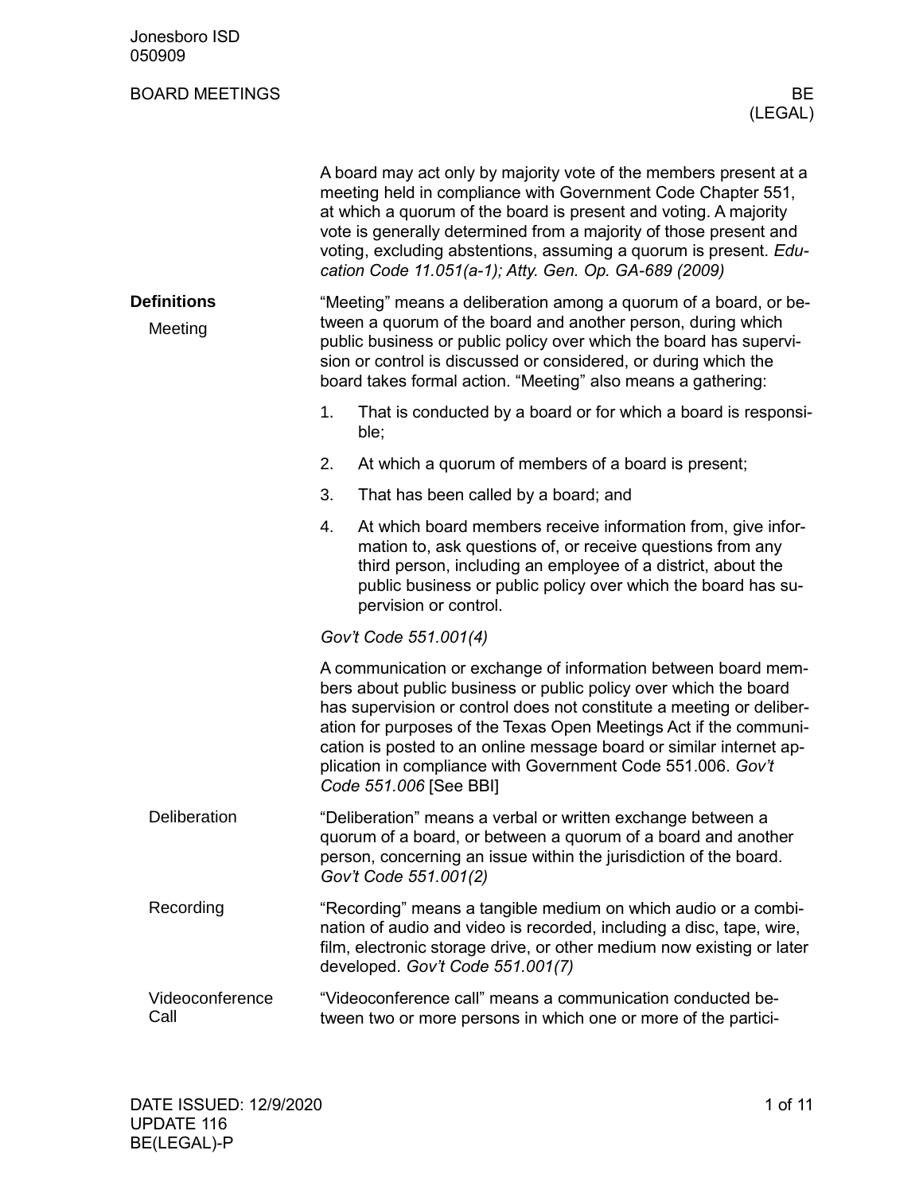A board may act only by majority vote of the members present at a meeting held in compliance with Government Code Chapter 551, at which a quorum of the board is present and voting. A majority vote is generally determined from a majority of those present and voting, excluding abstentions, assuming a quorum is present. *Education Code 11.051(a-1); Atty. Gen. Op. GA-689 (2009)*

## Definitions

### Meeting

"Meeting" means a deliberation among a quorum of a board, or between a quorum of the board and another person, during which public business or public policy over which the board has supervision or control is discussed or considered, or during which the board takes formal action. "Meeting" also means a gathering:

1. That is conducted by a board or for which a board is responsible;
2. At which a quorum of members of a board is present;
3. That has been called by a board; and
4. At which board members receive information from, give information to, ask questions of, or receive questions from any third person, including an employee of a district, about the public business or public policy over which the board has supervision or control.

*Gov't Code 551.001(4)*

A communication or exchange of information between board members about public business or public policy over which the board has supervision or control does not constitute a meeting or deliberation for purposes of the Texas Open Meetings Act if the communication is posted to an online message board or similar internet application in compliance with Government Code 551.006. *Gov't Code 551.006* [See BBI]

### Deliberation

"Deliberation" means a verbal or written exchange between a quorum of a board, or between a quorum of a board and another person, concerning an issue within the jurisdiction of the board. *Gov't Code 551.001(2)*

### Recording

"Recording" means a tangible medium on which audio or a combination of audio and video is recorded, including a disc, tape, wire, film, electronic storage drive, or other medium now existing or later developed. *Gov't Code 551.001(7)*

### Videoconference Call

"Videoconference call" means a communication conducted between two or more persons in which one or more of the partici-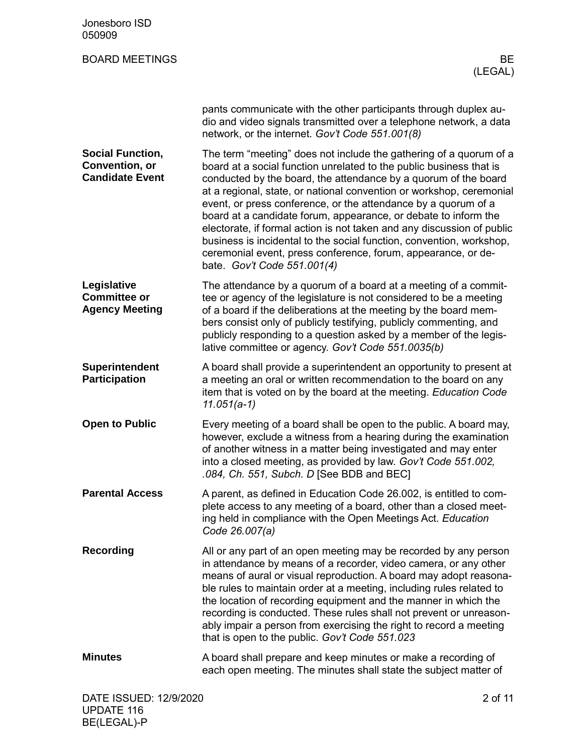pants communicate with the other participants through duplex audio and video signals transmitted over a telephone network, a data network, or the internet. *Gov't Code 551.001(8)*

**Social Function, Convention, or Candidate Event**

The term "meeting" does not include the gathering of a quorum of a board at a social function unrelated to the public business that is conducted by the board, the attendance by a quorum of the board at a regional, state, or national convention or workshop, ceremonial event, or press conference, or the attendance by a quorum of a board at a candidate forum, appearance, or debate to inform the electorate, if formal action is not taken and any discussion of public business is incidental to the social function, convention, workshop, ceremonial event, press conference, forum, appearance, or debate. *Gov't Code 551.001(4)*

**Legislative Committee or Agency Meeting**

The attendance by a quorum of a board at a meeting of a committee or agency of the legislature is not considered to be a meeting of a board if the deliberations at the meeting by the board members consist only of publicly testifying, publicly commenting, and publicly responding to a question asked by a member of the legislative committee or agency. *Gov't Code 551.0035(b)*

**Superintendent Participation**

A board shall provide a superintendent an opportunity to present at a meeting an oral or written recommendation to the board on any item that is voted on by the board at the meeting. *Education Code 11.051(a-1)*

**Open to Public**

Every meeting of a board shall be open to the public. A board may, however, exclude a witness from a hearing during the examination of another witness in a matter being investigated and may enter into a closed meeting, as provided by law. *Gov't Code 551.002, .084, Ch. 551, Subch. D* [See BDB and BEC]

**Parental Access**

A parent, as defined in Education Code 26.002, is entitled to complete access to any meeting of a board, other than a closed meeting held in compliance with the Open Meetings Act. *Education Code 26.007(a)*

**Recording**

All or any part of an open meeting may be recorded by any person in attendance by means of a recorder, video camera, or any other means of aural or visual reproduction. A board may adopt reasonable rules to maintain order at a meeting, including rules related to the location of recording equipment and the manner in which the recording is conducted. These rules shall not prevent or unreasonably impair a person from exercising the right to record a meeting that is open to the public. *Gov't Code 551.023*

**Minutes**

A board shall prepare and keep minutes or make a recording of each open meeting. The minutes shall state the subject matter of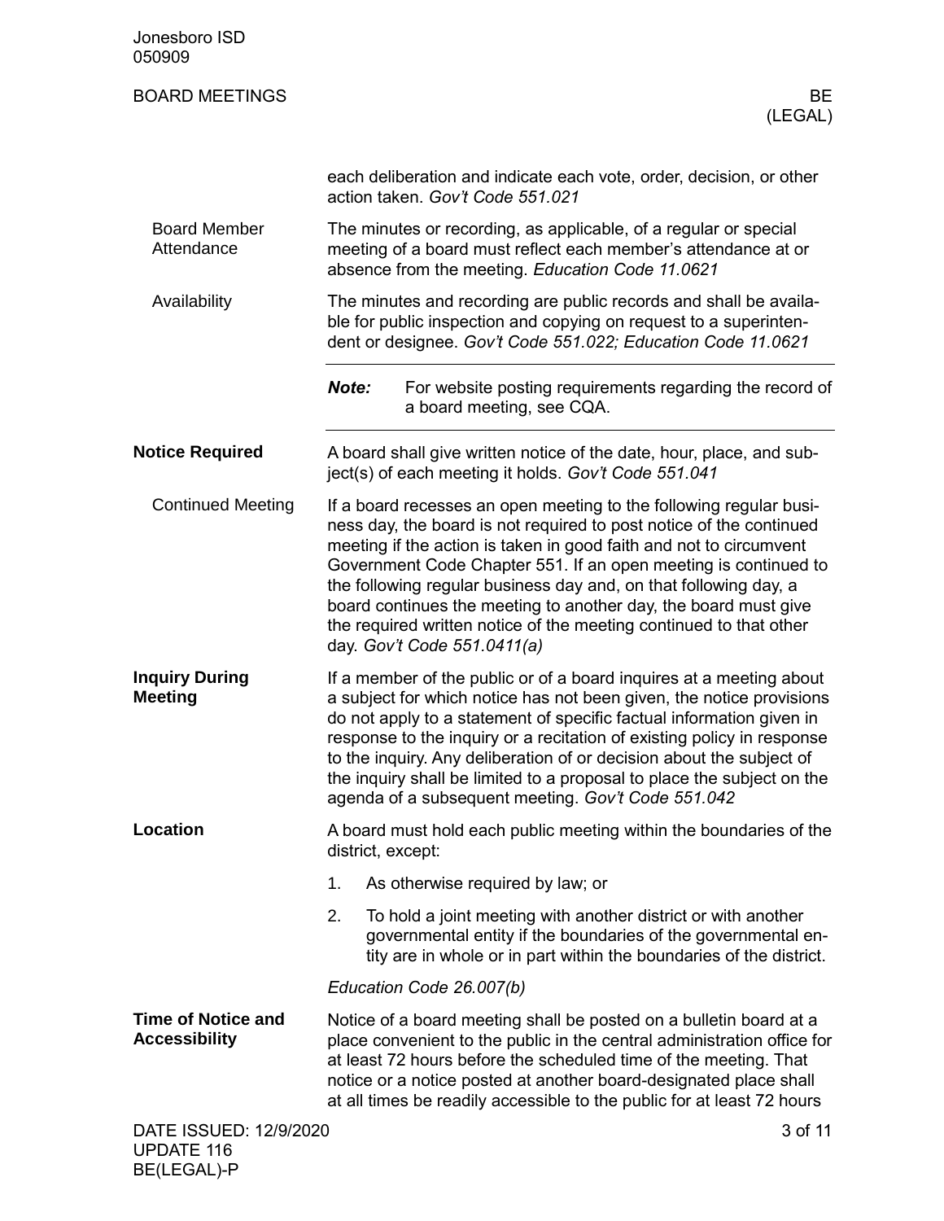each deliberation and indicate each vote, order, decision, or other action taken. *Gov't Code 551.021*

**Board Member Attendance**

The minutes or recording, as applicable, of a regular or special meeting of a board must reflect each member's attendance at or absence from the meeting. *Education Code 11.0621*

**Availability**

The minutes and recording are public records and shall be available for public inspection and copying on request to a superintendent or designee. *Gov't Code 551.022; Education Code 11.0621*

---

***Note:*** For website posting requirements regarding the record of a board meeting, see CQA.

---

## Notice Required

A board shall give written notice of the date, hour, place, and subject(s) of each meeting it holds. *Gov't Code 551.041*

**Continued Meeting**

If a board recesses an open meeting to the following regular business day, the board is not required to post notice of the continued meeting if the action is taken in good faith and not to circumvent Government Code Chapter 551. If an open meeting is continued to the following regular business day and, on that following day, a board continues the meeting to another day, the board must give the required written notice of the meeting continued to that other day. *Gov't Code 551.0411(a)*

## Inquiry During Meeting

If a member of the public or of a board inquires at a meeting about a subject for which notice has not been given, the notice provisions do not apply to a statement of specific factual information given in response to the inquiry or a recitation of existing policy in response to the inquiry. Any deliberation of or decision about the subject of the inquiry shall be limited to a proposal to place the subject on the agenda of a subsequent meeting. *Gov't Code 551.042*

## Location

A board must hold each public meeting within the boundaries of the district, except:

1. As otherwise required by law; or
2. To hold a joint meeting with another district or with another governmental entity if the boundaries of the governmental entity are in whole or in part within the boundaries of the district.

*Education Code 26.007(b)*

## Time of Notice and Accessibility

Notice of a board meeting shall be posted on a bulletin board at a place convenient to the public in the central administration office for at least 72 hours before the scheduled time of the meeting. That notice or a notice posted at another board-designated place shall at all times be readily accessible to the public for at least 72 hours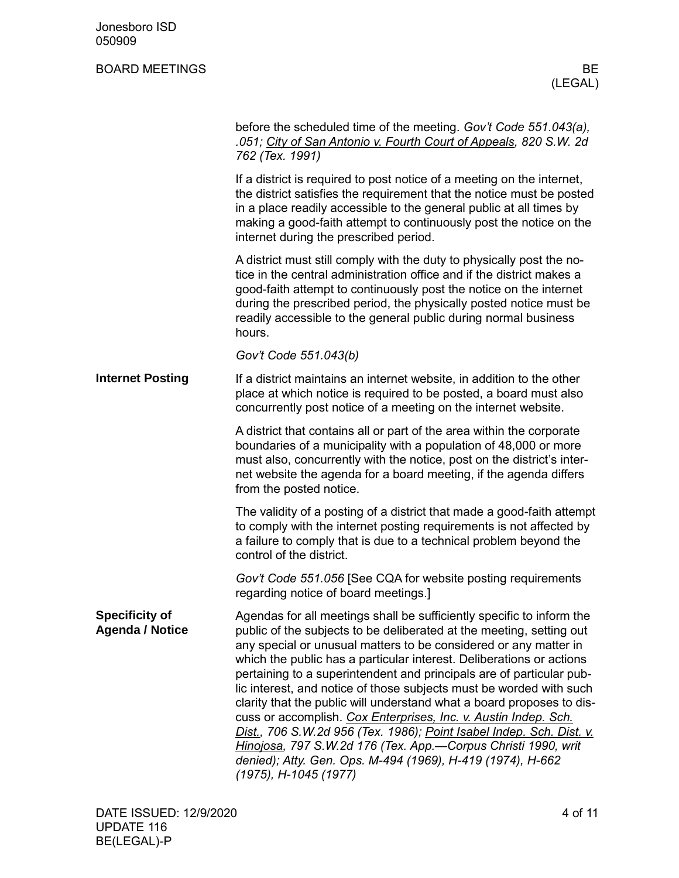before the scheduled time of the meeting. *Gov't Code 551.043(a), .051; City of San Antonio v. Fourth Court of Appeals, 820 S.W. 2d 762 (Tex. 1991)*

If a district is required to post notice of a meeting on the internet, the district satisfies the requirement that the notice must be posted in a place readily accessible to the general public at all times by making a good-faith attempt to continuously post the notice on the internet during the prescribed period.

A district must still comply with the duty to physically post the notice in the central administration office and if the district makes a good-faith attempt to continuously post the notice on the internet during the prescribed period, the physically posted notice must be readily accessible to the general public during normal business hours.

*Gov't Code 551.043(b)*

**Internet Posting**

If a district maintains an internet website, in addition to the other place at which notice is required to be posted, a board must also concurrently post notice of a meeting on the internet website.

A district that contains all or part of the area within the corporate boundaries of a municipality with a population of 48,000 or more must also, concurrently with the notice, post on the district's internet website the agenda for a board meeting, if the agenda differs from the posted notice.

The validity of a posting of a district that made a good-faith attempt to comply with the internet posting requirements is not affected by a failure to comply that is due to a technical problem beyond the control of the district.

*Gov't Code 551.056* [See CQA for website posting requirements regarding notice of board meetings.]

**Specificity of Agenda / Notice**

Agendas for all meetings shall be sufficiently specific to inform the public of the subjects to be deliberated at the meeting, setting out any special or unusual matters to be considered or any matter in which the public has a particular interest. Deliberations or actions pertaining to a superintendent and principals are of particular public interest, and notice of those subjects must be worded with such clarity that the public will understand what a board proposes to discuss or accomplish. *Cox Enterprises, Inc. v. Austin Indep. Sch. Dist., 706 S.W.2d 956 (Tex. 1986); Point Isabel Indep. Sch. Dist. v. Hinojosa, 797 S.W.2d 176 (Tex. App.—Corpus Christi 1990, writ denied); Atty. Gen. Ops. M-494 (1969), H-419 (1974), H-662 (1975), H-1045 (1977)*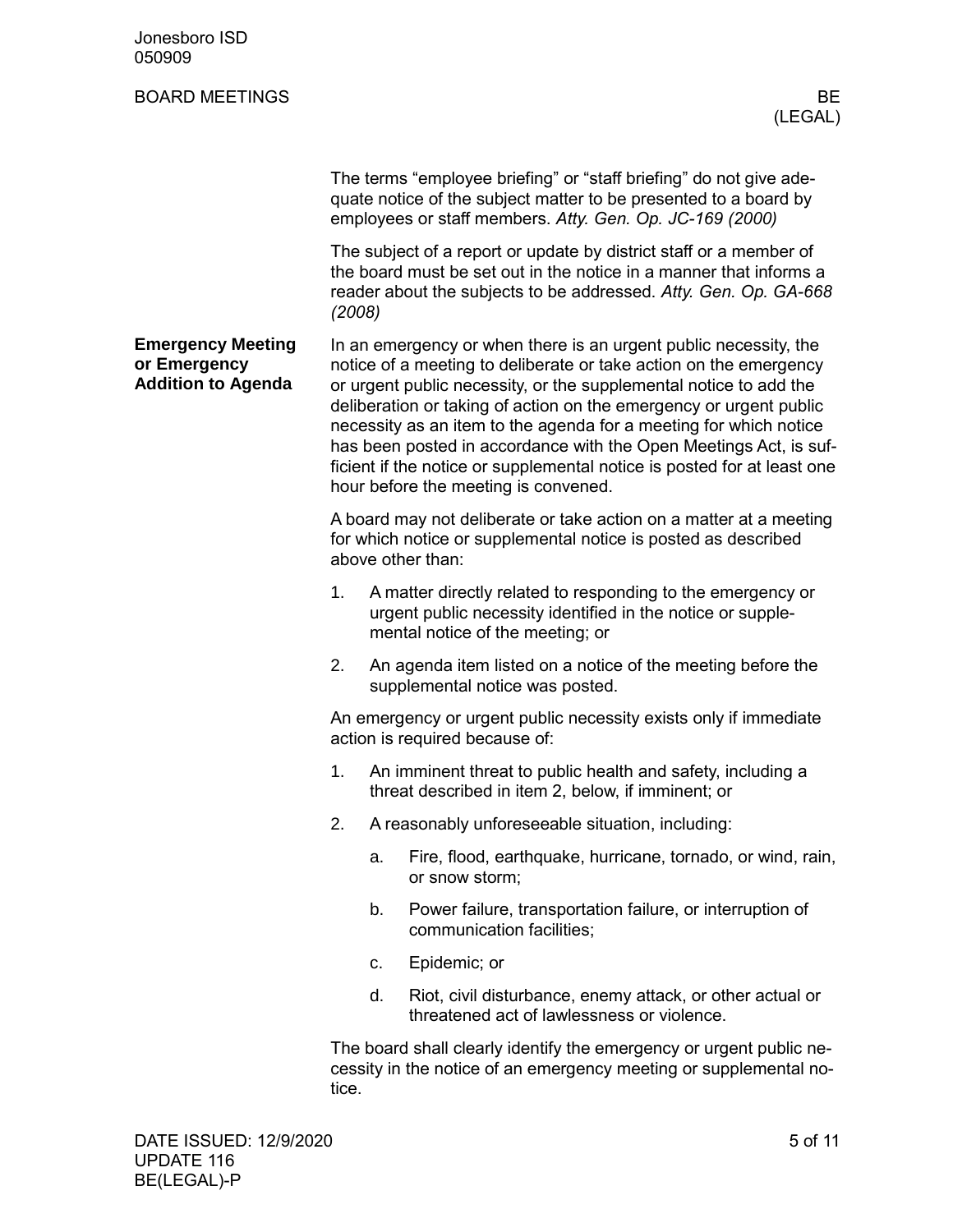The terms "employee briefing" or "staff briefing" do not give adequate notice of the subject matter to be presented to a board by employees or staff members. *Atty. Gen. Op. JC-169 (2000)*

The subject of a report or update by district staff or a member of the board must be set out in the notice in a manner that informs a reader about the subjects to be addressed. *Atty. Gen. Op. GA-668 (2008)*

### Emergency Meeting or Emergency Addition to Agenda

In an emergency or when there is an urgent public necessity, the notice of a meeting to deliberate or take action on the emergency or urgent public necessity, or the supplemental notice to add the deliberation or taking of action on the emergency or urgent public necessity as an item to the agenda for a meeting for which notice has been posted in accordance with the Open Meetings Act, is sufficient if the notice or supplemental notice is posted for at least one hour before the meeting is convened.

A board may not deliberate or take action on a matter at a meeting for which notice or supplemental notice is posted as described above other than:

1. A matter directly related to responding to the emergency or urgent public necessity identified in the notice or supplemental notice of the meeting; or
2. An agenda item listed on a notice of the meeting before the supplemental notice was posted.

An emergency or urgent public necessity exists only if immediate action is required because of:

1. An imminent threat to public health and safety, including a threat described in item 2, below, if imminent; or
2. A reasonably unforeseeable situation, including:
   a. Fire, flood, earthquake, hurricane, tornado, or wind, rain, or snow storm;
   b. Power failure, transportation failure, or interruption of communication facilities;
   c. Epidemic; or
   d. Riot, civil disturbance, enemy attack, or other actual or threatened act of lawlessness or violence.

The board shall clearly identify the emergency or urgent public necessity in the notice of an emergency meeting or supplemental notice.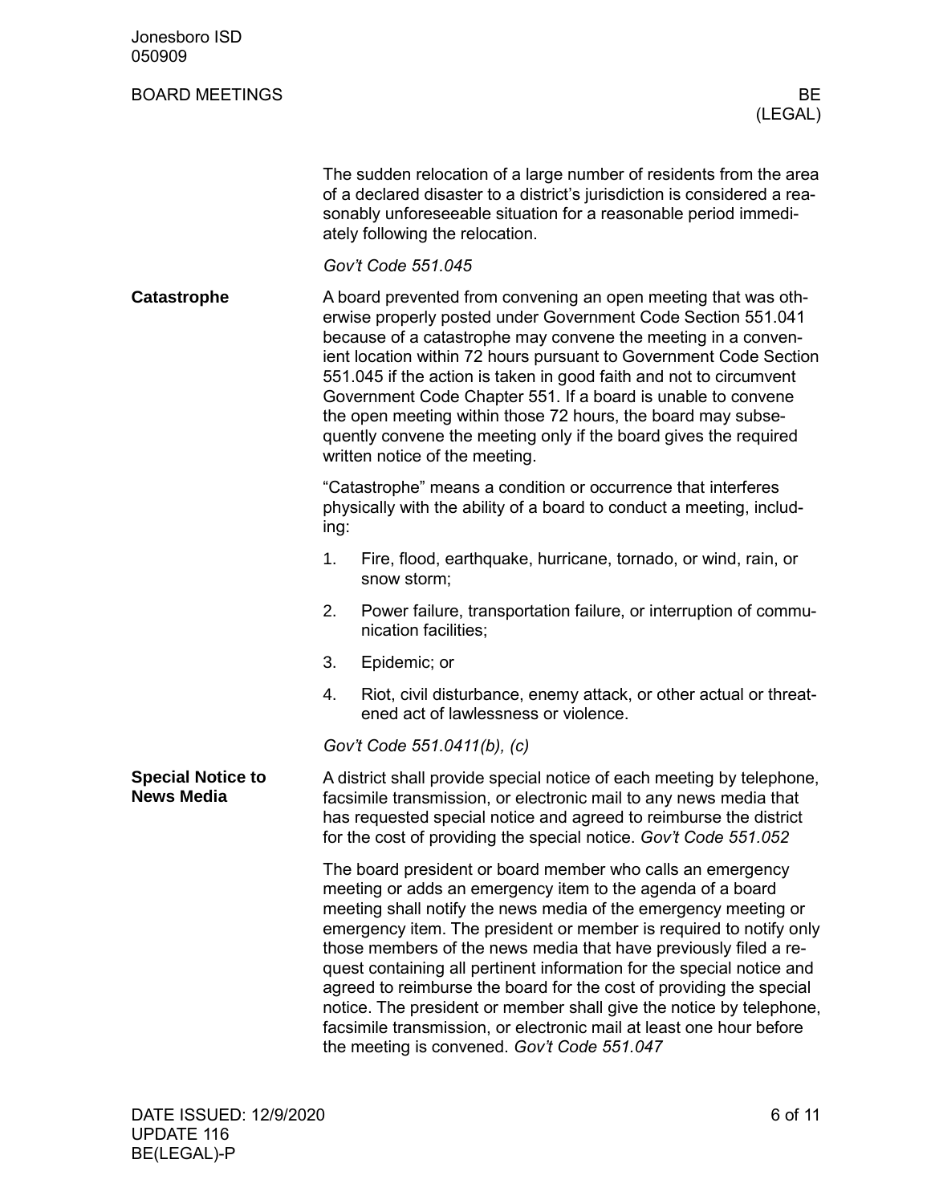The sudden relocation of a large number of residents from the area of a declared disaster to a district's jurisdiction is considered a reasonably unforeseeable situation for a reasonable period immediately following the relocation.

*Gov't Code 551.045*

**Catastrophe**

A board prevented from convening an open meeting that was otherwise properly posted under Government Code Section 551.041 because of a catastrophe may convene the meeting in a convenient location within 72 hours pursuant to Government Code Section 551.045 if the action is taken in good faith and not to circumvent Government Code Chapter 551. If a board is unable to convene the open meeting within those 72 hours, the board may subsequently convene the meeting only if the board gives the required written notice of the meeting.

"Catastrophe" means a condition or occurrence that interferes physically with the ability of a board to conduct a meeting, including:

1. Fire, flood, earthquake, hurricane, tornado, or wind, rain, or snow storm;
2. Power failure, transportation failure, or interruption of communication facilities;
3. Epidemic; or
4. Riot, civil disturbance, enemy attack, or other actual or threatened act of lawlessness or violence.

*Gov't Code 551.0411(b), (c)*

**Special Notice to News Media**

A district shall provide special notice of each meeting by telephone, facsimile transmission, or electronic mail to any news media that has requested special notice and agreed to reimburse the district for the cost of providing the special notice. *Gov't Code 551.052*

The board president or board member who calls an emergency meeting or adds an emergency item to the agenda of a board meeting shall notify the news media of the emergency meeting or emergency item. The president or member is required to notify only those members of the news media that have previously filed a request containing all pertinent information for the special notice and agreed to reimburse the board for the cost of providing the special notice. The president or member shall give the notice by telephone, facsimile transmission, or electronic mail at least one hour before the meeting is convened. *Gov't Code 551.047*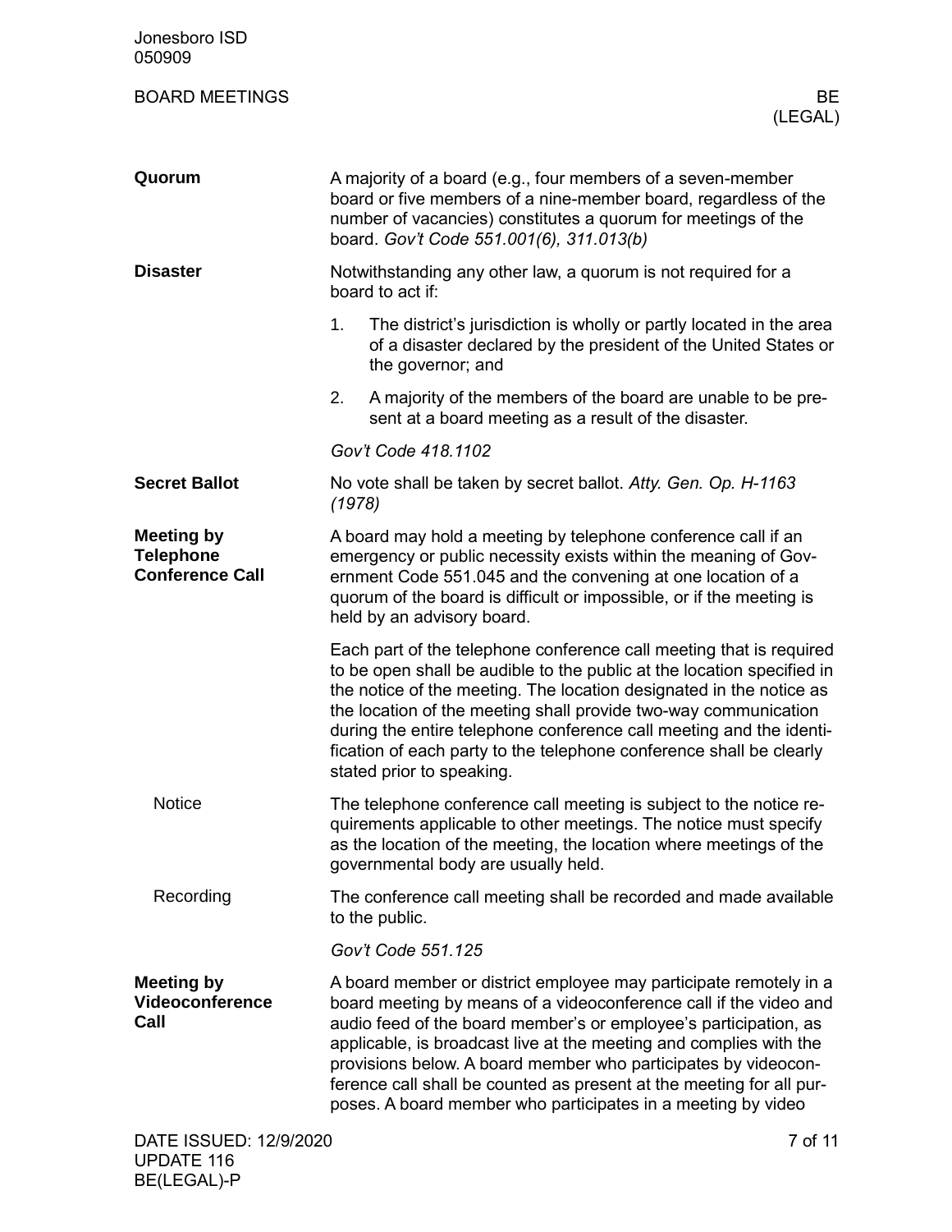**Quorum**

A majority of a board (e.g., four members of a seven-member board or five members of a nine-member board, regardless of the number of vacancies) constitutes a quorum for meetings of the board. *Gov't Code 551.001(6), 311.013(b)*

**Disaster**

Notwithstanding any other law, a quorum is not required for a board to act if:

1. The district's jurisdiction is wholly or partly located in the area of a disaster declared by the president of the United States or the governor; and
2. A majority of the members of the board are unable to be present at a board meeting as a result of the disaster.

*Gov't Code 418.1102*

**Secret Ballot**

No vote shall be taken by secret ballot. *Atty. Gen. Op. H-1163 (1978)*

**Meeting by Telephone Conference Call**

A board may hold a meeting by telephone conference call if an emergency or public necessity exists within the meaning of Government Code 551.045 and the convening at one location of a quorum of the board is difficult or impossible, or if the meeting is held by an advisory board.

Each part of the telephone conference call meeting that is required to be open shall be audible to the public at the location specified in the notice of the meeting. The location designated in the notice as the location of the meeting shall provide two-way communication during the entire telephone conference call meeting and the identification of each party to the telephone conference shall be clearly stated prior to speaking.

Notice

The telephone conference call meeting is subject to the notice requirements applicable to other meetings. The notice must specify as the location of the meeting, the location where meetings of the governmental body are usually held.

Recording

The conference call meeting shall be recorded and made available to the public.

*Gov't Code 551.125*

**Meeting by Videoconference Call**

A board member or district employee may participate remotely in a board meeting by means of a videoconference call if the video and audio feed of the board member's or employee's participation, as applicable, is broadcast live at the meeting and complies with the provisions below. A board member who participates by videoconference call shall be counted as present at the meeting for all purposes. A board member who participates in a meeting by video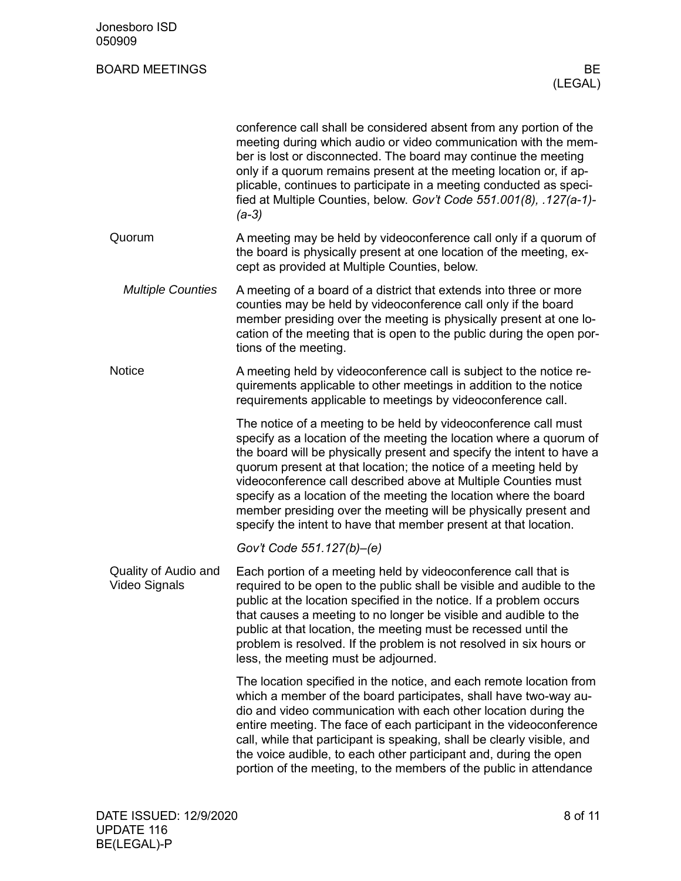conference call shall be considered absent from any portion of the meeting during which audio or video communication with the member is lost or disconnected. The board may continue the meeting only if a quorum remains present at the meeting location or, if applicable, continues to participate in a meeting conducted as specified at Multiple Counties, below. *Gov't Code 551.001(8), .127(a-1)-(a-3)*

### Quorum

A meeting may be held by videoconference call only if a quorum of the board is physically present at one location of the meeting, except as provided at Multiple Counties, below.

#### *Multiple Counties*

A meeting of a board of a district that extends into three or more counties may be held by videoconference call only if the board member presiding over the meeting is physically present at one location of the meeting that is open to the public during the open portions of the meeting.

### Notice

A meeting held by videoconference call is subject to the notice requirements applicable to other meetings in addition to the notice requirements applicable to meetings by videoconference call.

The notice of a meeting to be held by videoconference call must specify as a location of the meeting the location where a quorum of the board will be physically present and specify the intent to have a quorum present at that location; the notice of a meeting held by videoconference call described above at Multiple Counties must specify as a location of the meeting the location where the board member presiding over the meeting will be physically present and specify the intent to have that member present at that location.

*Gov't Code 551.127(b)–(e)*

### Quality of Audio and Video Signals

Each portion of a meeting held by videoconference call that is required to be open to the public shall be visible and audible to the public at the location specified in the notice. If a problem occurs that causes a meeting to no longer be visible and audible to the public at that location, the meeting must be recessed until the problem is resolved. If the problem is not resolved in six hours or less, the meeting must be adjourned.

The location specified in the notice, and each remote location from which a member of the board participates, shall have two-way audio and video communication with each other location during the entire meeting. The face of each participant in the videoconference call, while that participant is speaking, shall be clearly visible, and the voice audible, to each other participant and, during the open portion of the meeting, to the members of the public in attendance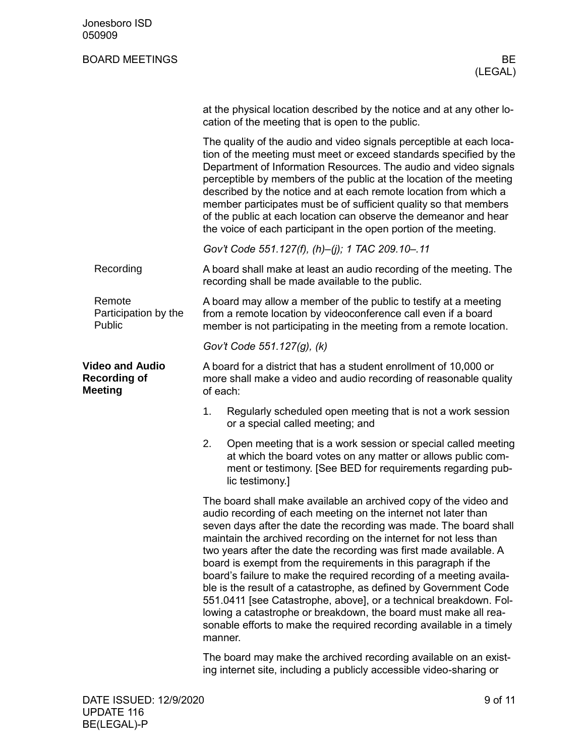at the physical location described by the notice and at any other location of the meeting that is open to the public.

The quality of the audio and video signals perceptible at each location of the meeting must meet or exceed standards specified by the Department of Information Resources. The audio and video signals perceptible by members of the public at the location of the meeting described by the notice and at each remote location from which a member participates must be of sufficient quality so that members of the public at each location can observe the demeanor and hear the voice of each participant in the open portion of the meeting.

*Gov't Code 551.127(f), (h)–(j); 1 TAC 209.10–.11*

#### Recording

A board shall make at least an audio recording of the meeting. The recording shall be made available to the public.

#### Remote Participation by the Public

A board may allow a member of the public to testify at a meeting from a remote location by videoconference call even if a board member is not participating in the meeting from a remote location.

*Gov't Code 551.127(g), (k)*

### Video and Audio Recording of Meeting

A board for a district that has a student enrollment of 10,000 or more shall make a video and audio recording of reasonable quality of each:

1. Regularly scheduled open meeting that is not a work session or a special called meeting; and
2. Open meeting that is a work session or special called meeting at which the board votes on any matter or allows public comment or testimony. [See BED for requirements regarding public testimony.]

The board shall make available an archived copy of the video and audio recording of each meeting on the internet not later than seven days after the date the recording was made. The board shall maintain the archived recording on the internet for not less than two years after the date the recording was first made available. A board is exempt from the requirements in this paragraph if the board's failure to make the required recording of a meeting available is the result of a catastrophe, as defined by Government Code 551.0411 [see Catastrophe, above], or a technical breakdown. Following a catastrophe or breakdown, the board must make all reasonable efforts to make the required recording available in a timely manner.

The board may make the archived recording available on an existing internet site, including a publicly accessible video-sharing or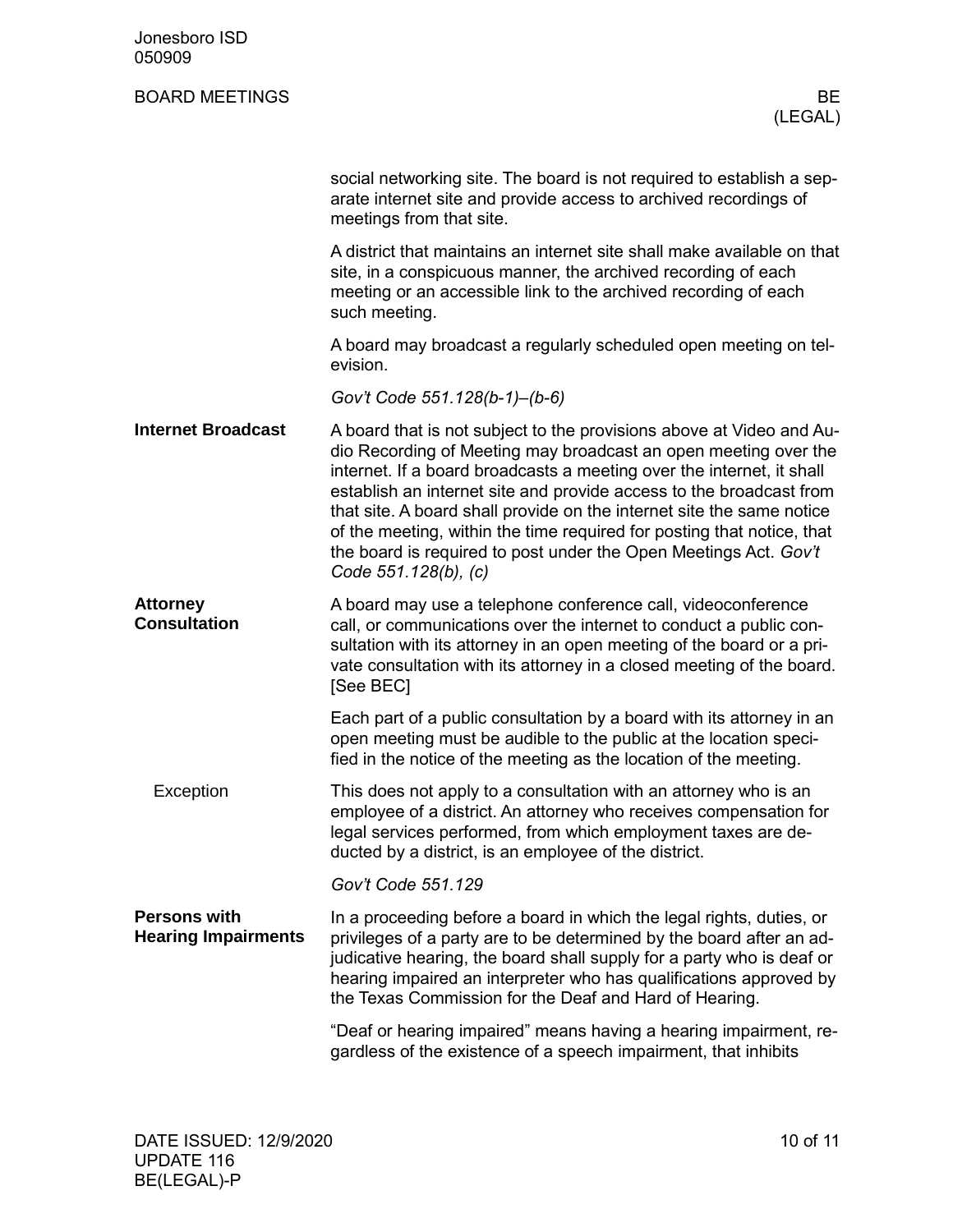social networking site. The board is not required to establish a separate internet site and provide access to archived recordings of meetings from that site.

A district that maintains an internet site shall make available on that site, in a conspicuous manner, the archived recording of each meeting or an accessible link to the archived recording of each such meeting.

A board may broadcast a regularly scheduled open meeting on television.

*Gov't Code 551.128(b-1)–(b-6)*

### Internet Broadcast

A board that is not subject to the provisions above at Video and Audio Recording of Meeting may broadcast an open meeting over the internet. If a board broadcasts a meeting over the internet, it shall establish an internet site and provide access to the broadcast from that site. A board shall provide on the internet site the same notice of the meeting, within the time required for posting that notice, that the board is required to post under the Open Meetings Act. *Gov't Code 551.128(b), (c)*

### Attorney Consultation

A board may use a telephone conference call, videoconference call, or communications over the internet to conduct a public consultation with its attorney in an open meeting of the board or a private consultation with its attorney in a closed meeting of the board. [See BEC]

Each part of a public consultation by a board with its attorney in an open meeting must be audible to the public at the location specified in the notice of the meeting as the location of the meeting.

#### Exception

This does not apply to a consultation with an attorney who is an employee of a district. An attorney who receives compensation for legal services performed, from which employment taxes are deducted by a district, is an employee of the district.

*Gov't Code 551.129*

### Persons with Hearing Impairments

In a proceeding before a board in which the legal rights, duties, or privileges of a party are to be determined by the board after an adjudicative hearing, the board shall supply for a party who is deaf or hearing impaired an interpreter who has qualifications approved by the Texas Commission for the Deaf and Hard of Hearing.

"Deaf or hearing impaired" means having a hearing impairment, regardless of the existence of a speech impairment, that inhibits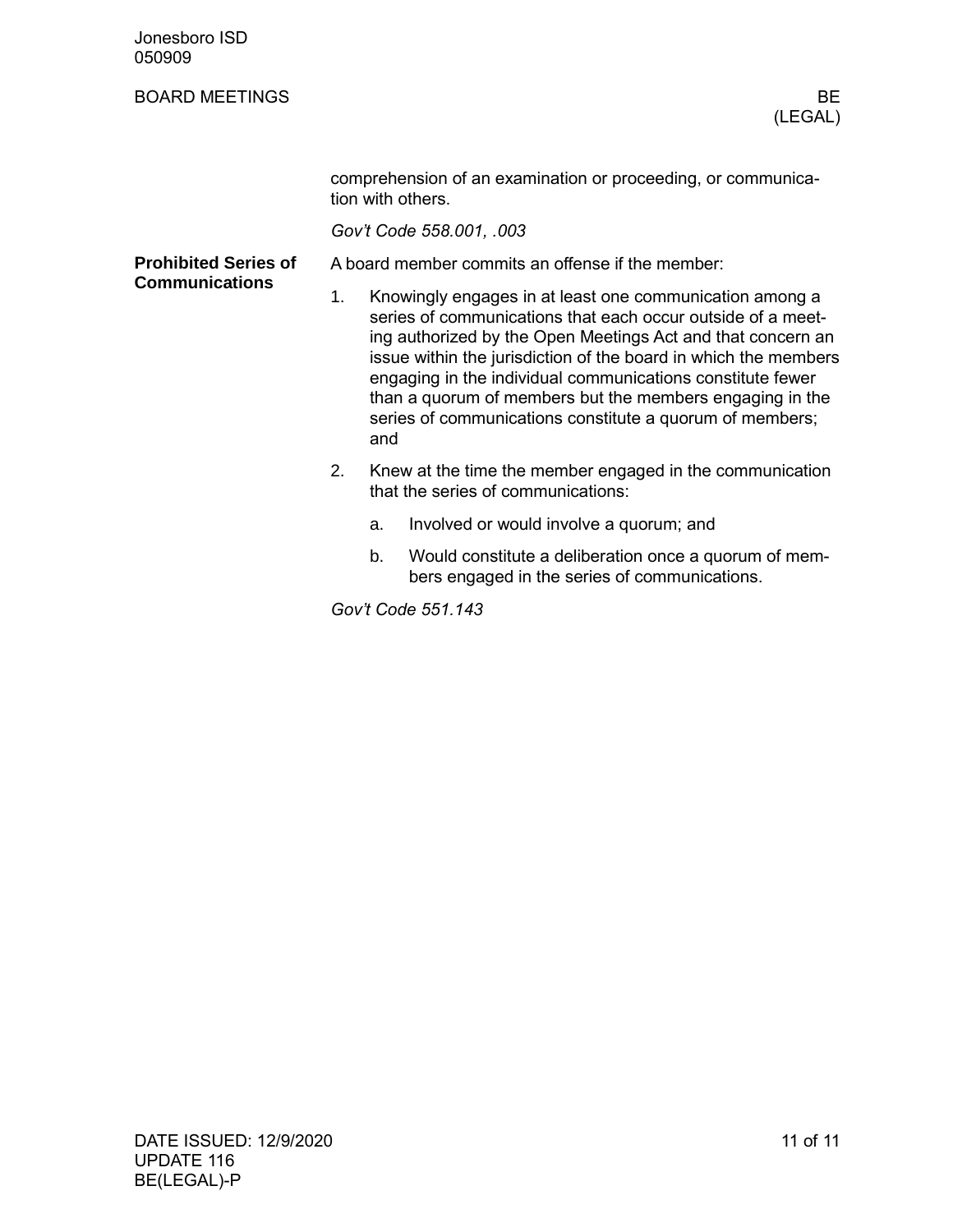comprehension of an examination or proceeding, or communication with others.

*Gov't Code 558.001, .003*

**Prohibited Series of Communications**

A board member commits an offense if the member:

1. Knowingly engages in at least one communication among a series of communications that each occur outside of a meeting authorized by the Open Meetings Act and that concern an issue within the jurisdiction of the board in which the members engaging in the individual communications constitute fewer than a quorum of members but the members engaging in the series of communications constitute a quorum of members; and
2. Knew at the time the member engaged in the communication that the series of communications:
    a. Involved or would involve a quorum; and
    b. Would constitute a deliberation once a quorum of members engaged in the series of communications.

*Gov't Code 551.143*